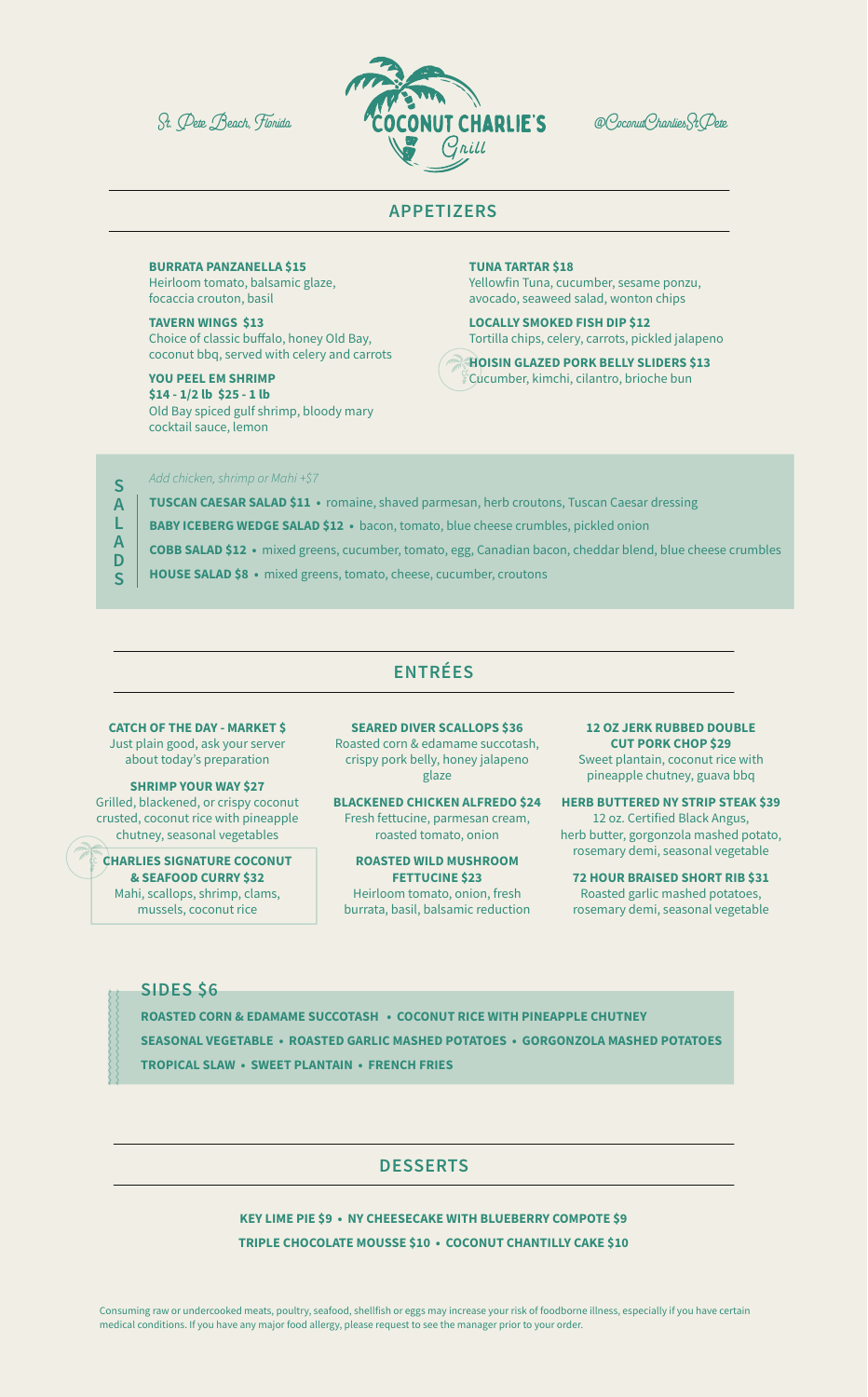St. Pete Beach, Florida

# COCONUT CHARLIE'S Grill

@CoconutCharliesStPete

## APPETIZERS

**BURRATA PANZANELLA $15**
Heirloom tomato, balsamic glaze, focaccia crouton, basil

**TAVERN WINGS $13**
Choice of classic buffalo, honey Old Bay, coconut bbq, served with celery and carrots

**YOU PEEL EM SHRIMP**
**$14 - 1/2 lb $25 - 1 lb**
Old Bay spiced gulf shrimp, bloody mary cocktail sauce, lemon

**TUNA TARTAR $18**
Yellowfin Tuna, cucumber, sesame ponzu, avocado, seaweed salad, wonton chips

**LOCALLY SMOKED FISH DIP $12**
Tortilla chips, celery, carrots, pickled jalapeno

**HOISIN GLAZED PORK BELLY SLIDERS $13**
Cucumber, kimchi, cilantro, brioche bun

## SALADS

*Add chicken, shrimp or Mahi +$7*

**TUSCAN CAESAR SALAD $11** • romaine, shaved parmesan, herb croutons, Tuscan Caesar dressing

**BABY ICEBERG WEDGE SALAD $12** • bacon, tomato, blue cheese crumbles, pickled onion

**COBB SALAD $12** • mixed greens, cucumber, tomato, egg, Canadian bacon, cheddar blend, blue cheese crumbles

**HOUSE SALAD $8** • mixed greens, tomato, cheese, cucumber, croutons

## ENTRÉES

**CATCH OF THE DAY - MARKET $**
Just plain good, ask your server about today's preparation

**SHRIMP YOUR WAY $27**
Grilled, blackened, or crispy coconut crusted, coconut rice with pineapple chutney, seasonal vegetables

**CHARLIES SIGNATURE COCONUT & SEAFOOD CURRY $32**
Mahi, scallops, shrimp, clams, mussels, coconut rice

**SEARED DIVER SCALLOPS $36**
Roasted corn & edamame succotash, crispy pork belly, honey jalapeno glaze

**BLACKENED CHICKEN ALFREDO $24**
Fresh fettucine, parmesan cream, roasted tomato, onion

**ROASTED WILD MUSHROOM FETTUCINE $23**
Heirloom tomato, onion, fresh burrata, basil, balsamic reduction

**12 OZ JERK RUBBED DOUBLE CUT PORK CHOP $29**
Sweet plantain, coconut rice with pineapple chutney, guava bbq

**HERB BUTTERED NY STRIP STEAK $39**
12 oz. Certified Black Angus, herb butter, gorgonzola mashed potato, rosemary demi, seasonal vegetable

**72 HOUR BRAISED SHORT RIB $31**
Roasted garlic mashed potatoes, rosemary demi, seasonal vegetable

## SIDES $6

**ROASTED CORN & EDAMAME SUCCOTASH • COCONUT RICE WITH PINEAPPLE CHUTNEY**

**SEASONAL VEGETABLE • ROASTED GARLIC MASHED POTATOES • GORGONZOLA MASHED POTATOES**

**TROPICAL SLAW • SWEET PLANTAIN • FRENCH FRIES**

## DESSERTS

**KEY LIME PIE $9 • NY CHEESECAKE WITH BLUEBERRY COMPOTE $9**

**TRIPLE CHOCOLATE MOUSSE $10 • COCONUT CHANTILLY CAKE $10**

Consuming raw or undercooked meats, poultry, seafood, shellfish or eggs may increase your risk of foodborne illness, especially if you have certain medical conditions. If you have any major food allergy, please request to see the manager prior to your order.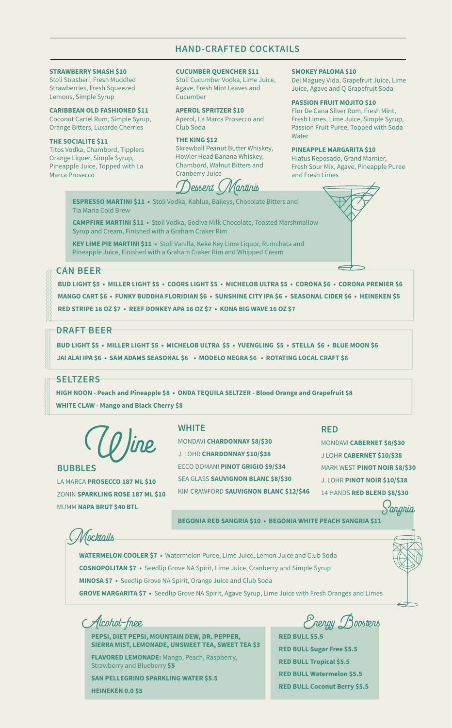## HAND-CRAFTED COCKTAILS

**STRAWBERRY SMASH $10**
Stoli Strasberi, Fresh Muddled Strawberries, Fresh Squeezed Lemons, Simple Syrup

**CARIBBEAN OLD FASHIONED $11**
Coconut Cartel Rum, Simple Syrup, Orange Bitters, Luxardo Cherries

**THE SOCIALITE $11**
Titos Vodka, Chambord, Tipplers Orange Liquer, Simple Syrup, Pineapple Juice, Topped with La Marca Prosecco

**CUCUMBER QUENCHER $11**
Stoli Cucumber Vodka, Lime Juice, Agave, Fresh Mint Leaves and Cucumber

**APEROL SPRITZER $10**
Aperol, La Marca Prosecco and Club Soda

**THE KING $12**
Skrewball Peanut Butter Whiskey, Howler Head Banana Whiskey, Chambord, Walnut Bitters and Cranberry Juice

**SMOKEY PALOMA $10**
Del Maguey Vida, Grapefruit Juice, Lime Juice, Agave and Q Grapefruit Soda

**PASSION FRUIT MOJITO $10**
Flor De Cana Silver Rum, Fresh Mint, Fresh Limes, Lime Juice, Simple Syrup, Passion Fruit Puree, Topped with Soda Water

**PINEAPPLE MARGARITA $10**
Hiatus Reposado, Grand Marnier, Fresh Sour Mix, Agave, Pineapple Puree and Fresh Limes

## Dessert Martinis

**ESPRESSO MARTINI $11** • Stoli Vodka, Kahlua, Baileys, Chocolate Bitters and Tia Maria Cold Brew

**CAMPFIRE MARTINI $11** • Stoli Vodka, Godiva Milk Chocolate, Toasted Marshmallow Syrup and Cream, Finished with a Graham Craker Rim

**KEY LIME PIE MARTINI $11** • Stoli Vanilla, Keke Key Lime Liquor, Rumchata and Pineapple Juice, Finished with a Graham Craker Rim and Whipped Cream

## CAN BEER

**BUD LIGHT $5 • MILLER LIGHT $5 • COORS LIGHT $5 • MICHELOB ULTRA $5 • CORONA $6 • CORONA PREMIER $6**
**MANGO CART $6 • FUNKY BUDDHA FLORIDIAN $6 • SUNSHINE CITY IPA $6 • SEASONAL CIDER $6 • HEINEKEN $5**
**RED STRIPE 16 OZ $7 • REEF DONKEY APA 16 OZ $7 • KONA BIG WAVE 16 OZ $7**

## DRAFT BEER

**BUD LIGHT $5 • MILLER LIGHT $5 • MICHELOB ULTRA $5 • YUENGLING $5 • STELLA $6 • BLUE MOON $6**
**JAI ALAI IPA $6 • SAM ADAMS SEASONAL $6 • MODELO NEGRA $6 • ROTATING LOCAL CRAFT $6**

## SELTZERS

**HIGH NOON - Peach and Pineapple $8 • ONDA TEQUILA SELTZER - Blood Orange and Grapefruit $8**
**WHITE CLAW - Mango and Black Cherry $8**

## Wine

### BUBBLES

LA MARCA **PROSECCO 187 ML $10**
ZONIN **SPARKLING ROSE 187 ML $10**
MUMM **NAPA BRUT $40 BTL**

### WHITE

MONDAVI **CHARDONNAY $8/$30**
J. LOHR **CHARDONNAY $10/$38**
ECCO DOMANI **PINOT GRIGIO $9/$34**
SEA GLASS **SAUVIGNON BLANC $8/$30**
KIM CRAWFORD **SAUVIGNON BLANC $12/$46**

### RED

MONDAVI **CABERNET $8/$30**
J LOHR **CABERNET $10/$38**
MARK WEST **PINOT NOIR $8/$30**
J. LOHR **PINOT NOIR $10/$38**
14 HANDS **RED BLEND $8/$30**

### Sangria

**BEGONIA RED SANGRIA $10 • BEGONIA WHITE PEACH SANGRIA $11**

## Mocktails

**WATERMELON COOLER $7** • Watermelon Puree, Lime Juice, Lemon Juice and Club Soda

**COSNOPOLITAN $7** • Seedlip Grove NA Spirit, Lime Juice, Cranberry and Simple Syrup

**MINOSA $7** • Seedlip Grove NA Spirit, Orange Juice and Club Soda

**GROVE MARGARITA $7** • Seedlip Grove NA Spirit, Agave Syrup, Lime Juice with Fresh Oranges and Limes

## Alcohol-free

**PEPSI, DIET PEPSI, MOUNTAIN DEW, DR. PEPPER, SIERRA MIST, LEMONADE, UNSWEET TEA, SWEET TEA $3**

**FLAVORED LEMONADE:** Mango, Peach, Raspberry, Strawberry and Blueberry **$5**

**SAN PELLEGRINO SPARKLING WATER $5.5**

**HEINEKEN 0.0 $5**

## Energy Boosters

**RED BULL $5.5**

**RED BULL Sugar Free $5.5**

**RED BULL Tropical $5.5**

**RED BULL Watermelon $5.5**

**RED BULL Coconut Berry $5.5**